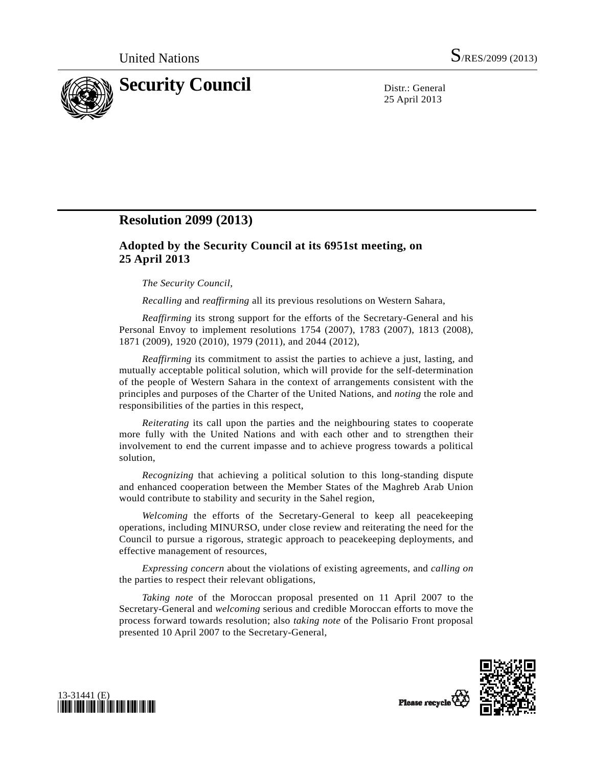United Nations S/RES/2099 (2013)

# Security Council

Distr.: General
25 April 2013

## Resolution 2099 (2013)

### Adopted by the Security Council at its 6951st meeting, on 25 April 2013

*The Security Council*,

*Recalling* and *reaffirming* all its previous resolutions on Western Sahara,

*Reaffirming* its strong support for the efforts of the Secretary-General and his Personal Envoy to implement resolutions 1754 (2007), 1783 (2007), 1813 (2008), 1871 (2009), 1920 (2010), 1979 (2011), and 2044 (2012),

*Reaffirming* its commitment to assist the parties to achieve a just, lasting, and mutually acceptable political solution, which will provide for the self-determination of the people of Western Sahara in the context of arrangements consistent with the principles and purposes of the Charter of the United Nations, and *noting* the role and responsibilities of the parties in this respect,

*Reiterating* its call upon the parties and the neighbouring states to cooperate more fully with the United Nations and with each other and to strengthen their involvement to end the current impasse and to achieve progress towards a political solution,

*Recognizing* that achieving a political solution to this long-standing dispute and enhanced cooperation between the Member States of the Maghreb Arab Union would contribute to stability and security in the Sahel region,

*Welcoming* the efforts of the Secretary-General to keep all peacekeeping operations, including MINURSO, under close review and reiterating the need for the Council to pursue a rigorous, strategic approach to peacekeeping deployments, and effective management of resources,

*Expressing concern* about the violations of existing agreements, and *calling on* the parties to respect their relevant obligations,

*Taking note* of the Moroccan proposal presented on 11 April 2007 to the Secretary-General and *welcoming* serious and credible Moroccan efforts to move the process forward towards resolution; also *taking note* of the Polisario Front proposal presented 10 April 2007 to the Secretary-General,

13-31441 (E)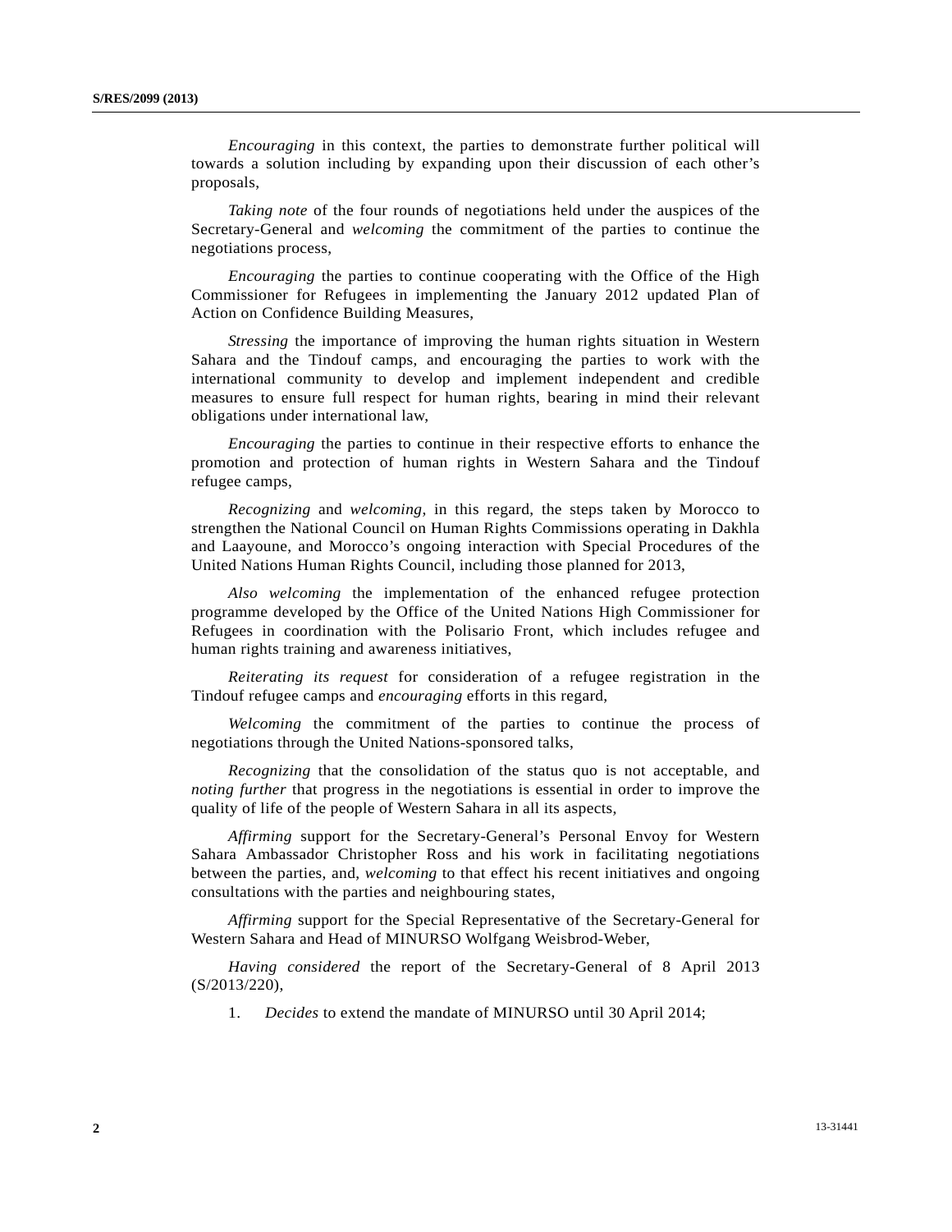*Encouraging* in this context, the parties to demonstrate further political will towards a solution including by expanding upon their discussion of each other's proposals,

*Taking note* of the four rounds of negotiations held under the auspices of the Secretary-General and *welcoming* the commitment of the parties to continue the negotiations process,

*Encouraging* the parties to continue cooperating with the Office of the High Commissioner for Refugees in implementing the January 2012 updated Plan of Action on Confidence Building Measures,

*Stressing* the importance of improving the human rights situation in Western Sahara and the Tindouf camps, and encouraging the parties to work with the international community to develop and implement independent and credible measures to ensure full respect for human rights, bearing in mind their relevant obligations under international law,

*Encouraging* the parties to continue in their respective efforts to enhance the promotion and protection of human rights in Western Sahara and the Tindouf refugee camps,

*Recognizing* and *welcoming*, in this regard, the steps taken by Morocco to strengthen the National Council on Human Rights Commissions operating in Dakhla and Laayoune, and Morocco's ongoing interaction with Special Procedures of the United Nations Human Rights Council, including those planned for 2013,

*Also welcoming* the implementation of the enhanced refugee protection programme developed by the Office of the United Nations High Commissioner for Refugees in coordination with the Polisario Front, which includes refugee and human rights training and awareness initiatives,

*Reiterating its request* for consideration of a refugee registration in the Tindouf refugee camps and *encouraging* efforts in this regard,

*Welcoming* the commitment of the parties to continue the process of negotiations through the United Nations-sponsored talks,

*Recognizing* that the consolidation of the status quo is not acceptable, and *noting further* that progress in the negotiations is essential in order to improve the quality of life of the people of Western Sahara in all its aspects,

*Affirming* support for the Secretary-General's Personal Envoy for Western Sahara Ambassador Christopher Ross and his work in facilitating negotiations between the parties, and, *welcoming* to that effect his recent initiatives and ongoing consultations with the parties and neighbouring states,

*Affirming* support for the Special Representative of the Secretary-General for Western Sahara and Head of MINURSO Wolfgang Weisbrod-Weber,

*Having considered* the report of the Secretary-General of 8 April 2013 (S/2013/220),

1. *Decides* to extend the mandate of MINURSO until 30 April 2014;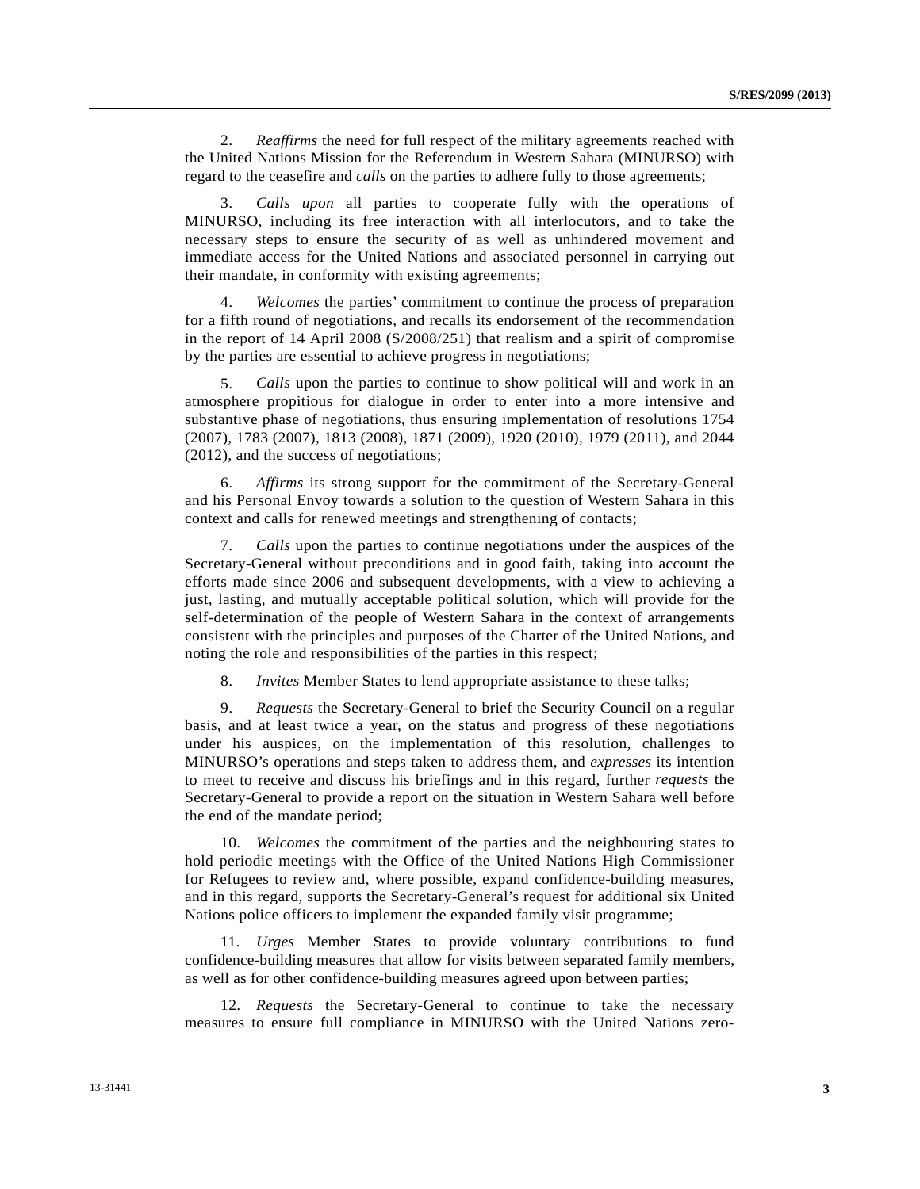2. *Reaffirms* the need for full respect of the military agreements reached with the United Nations Mission for the Referendum in Western Sahara (MINURSO) with regard to the ceasefire and *calls* on the parties to adhere fully to those agreements;

3. *Calls upon* all parties to cooperate fully with the operations of MINURSO, including its free interaction with all interlocutors, and to take the necessary steps to ensure the security of as well as unhindered movement and immediate access for the United Nations and associated personnel in carrying out their mandate, in conformity with existing agreements;

4. *Welcomes* the parties' commitment to continue the process of preparation for a fifth round of negotiations, and recalls its endorsement of the recommendation in the report of 14 April 2008 (S/2008/251) that realism and a spirit of compromise by the parties are essential to achieve progress in negotiations;

5. *Calls* upon the parties to continue to show political will and work in an atmosphere propitious for dialogue in order to enter into a more intensive and substantive phase of negotiations, thus ensuring implementation of resolutions 1754 (2007), 1783 (2007), 1813 (2008), 1871 (2009), 1920 (2010), 1979 (2011), and 2044 (2012), and the success of negotiations;

6. *Affirms* its strong support for the commitment of the Secretary-General and his Personal Envoy towards a solution to the question of Western Sahara in this context and calls for renewed meetings and strengthening of contacts;

7. *Calls* upon the parties to continue negotiations under the auspices of the Secretary-General without preconditions and in good faith, taking into account the efforts made since 2006 and subsequent developments, with a view to achieving a just, lasting, and mutually acceptable political solution, which will provide for the self-determination of the people of Western Sahara in the context of arrangements consistent with the principles and purposes of the Charter of the United Nations, and noting the role and responsibilities of the parties in this respect;

8. *Invites* Member States to lend appropriate assistance to these talks;

9. *Requests* the Secretary-General to brief the Security Council on a regular basis, and at least twice a year, on the status and progress of these negotiations under his auspices, on the implementation of this resolution, challenges to MINURSO's operations and steps taken to address them, and *expresses* its intention to meet to receive and discuss his briefings and in this regard, further *requests* the Secretary-General to provide a report on the situation in Western Sahara well before the end of the mandate period;

10. *Welcomes* the commitment of the parties and the neighbouring states to hold periodic meetings with the Office of the United Nations High Commissioner for Refugees to review and, where possible, expand confidence-building measures, and in this regard, supports the Secretary-General's request for additional six United Nations police officers to implement the expanded family visit programme;

11. *Urges* Member States to provide voluntary contributions to fund confidence-building measures that allow for visits between separated family members, as well as for other confidence-building measures agreed upon between parties;

12. *Requests* the Secretary-General to continue to take the necessary measures to ensure full compliance in MINURSO with the United Nations zero-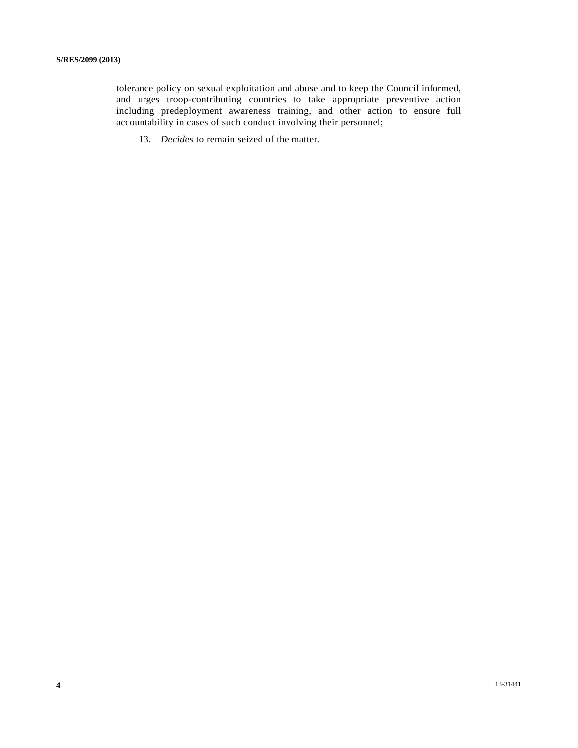tolerance policy on sexual exploitation and abuse and to keep the Council informed, and urges troop-contributing countries to take appropriate preventive action including predeployment awareness training, and other action to ensure full accountability in cases of such conduct involving their personnel;

13. *Decides* to remain seized of the matter.